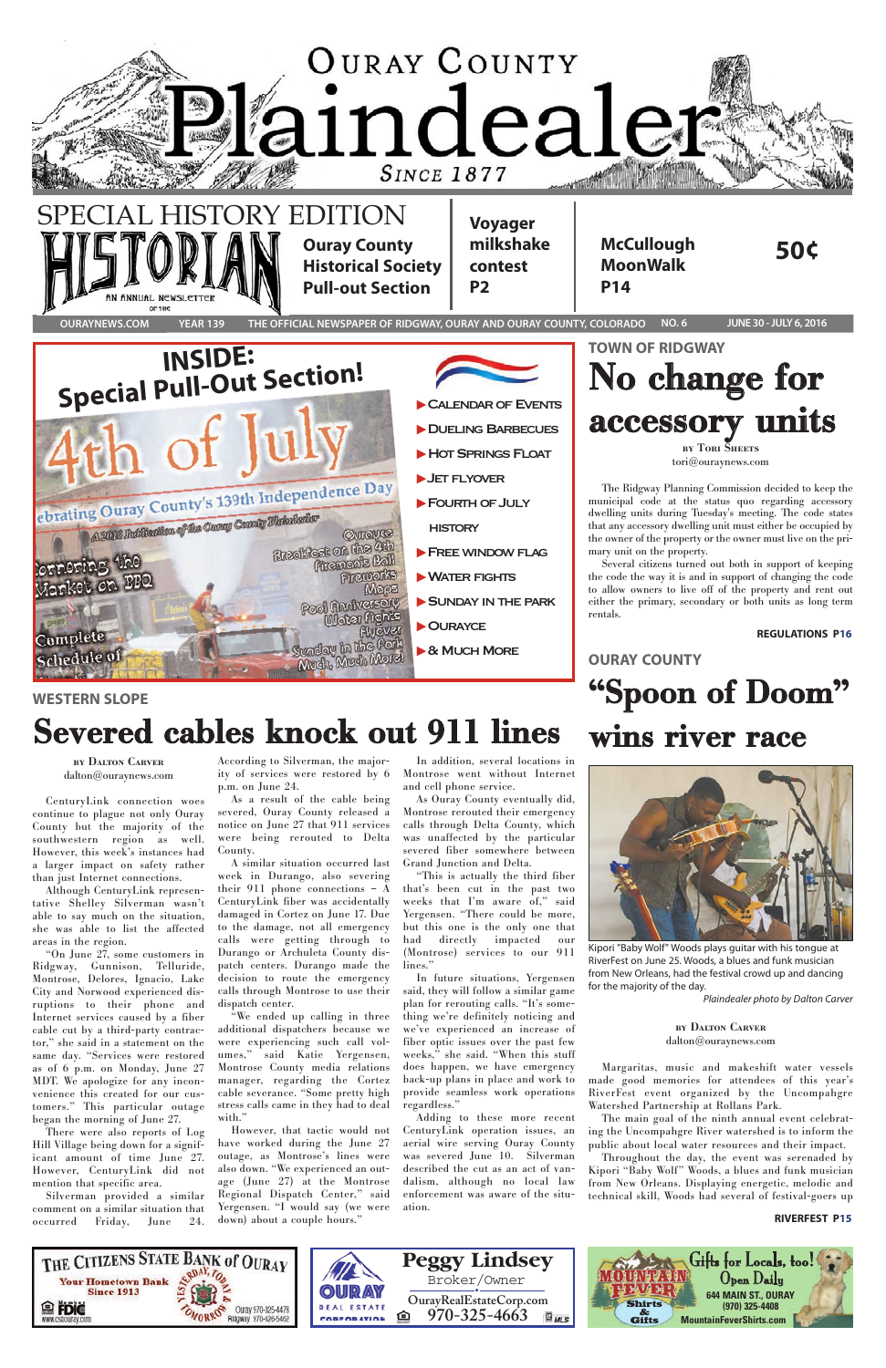# Ouray County Plaindealer

Since 1877

SPECIAL HISTORY EDITION

HISTORIAN — AN ANNUAL NEWSLETTER OF THE

**Ouray County Historical Society Pull-out Section**

**Voyager milkshake contest P2**

**McCullough MoonWalk P14**

**50¢**

OURAYNEWS.COM | YEAR 139 | THE OFFICIAL NEWSPAPER OF RIDGWAY, OURAY AND OURAY COUNTY, COLORADO | NO. 6 | JUNE 30 - JULY 6, 2016

**INSIDE: Special Pull-Out Section!**

4th of July — Celebrating Ouray County's 139th Independence Day — A 2016 Publication of the Ouray County Plaindealer

Cornering the Market on BBQ

Complete Schedule of

Ourayce, Breakfast on the 4th, Fireman's Ball, Fireworks, Maps, Pool Anniversary, Water Fights, Flyover, Sunday in the Park, Much, Much More!

- ▶ Calendar of Events
- ▶ Dueling Barbecues
- ▶ Hot Springs Float
- ▶ Jet Flyover
- ▶ Fourth of July History
- ▶ Free Window Flag
- ▶ Water Fights
- ▶ Sunday in the Park
- ▶ Ourayce
- ▶ & Much More

## TOWN OF RIDGWAY

# No change for accessory units

BY TORI SHEETS
tori@ouraynews.com

The Ridgway Planning Commission decided to keep the municipal code at the status quo regarding accessory dwelling units during Tuesday's meeting. The code states that any accessory dwelling unit must either be occupied by the owner of the property or the owner must live on the primary unit on the property.

Several citizens turned out both in support of keeping the code the way it is and in support of changing the code to allow owners to live off of the property and rent out either the primary, secondary or both units as long term rentals.

**REGULATIONS P16**

## WESTERN SLOPE

# Severed cables knock out 911 lines

BY DALTON CARVER
dalton@ouraynews.com

CenturyLink connection woes continue to plague not only Ouray County but the majority of the southwestern region as well. However, this week's instances had a larger impact on safety rather than just Internet connections.

Although CenturyLink representative Shelley Silverman wasn't able to say much on the situation, she was able to list the affected areas in the region.

"On June 27, some customers in Ridgway, Gunnison, Telluride, Montrose, Delores, Ignacio, Lake City and Norwood experienced disruptions to their phone and Internet services caused by a fiber cable cut by a third-party contractor," she said in a statement on the same day. "Services were restored as of 6 p.m. on Monday, June 27 MDT. We apologize for any inconvenience this created for our customers." This particular outage began the morning of June 27.

There were also reports of Log Hill Village being down for a significant amount of time June 27. However, CenturyLink did not mention that specific area.

Silverman provided a similar comment on a similar situation that occurred Friday, June 24. According to Silverman, the majority of services were restored by 6 p.m. on June 24.

As a result of the cable being severed, Ouray County released a notice on June 27 that 911 services were being rerouted to Delta County.

A similar situation occurred last week in Durango, also severing their 911 phone connections – A CenturyLink fiber was accidentally damaged in Cortez on June 17. Due to the damage, not all emergency calls were getting through to Durango or Archuleta County dispatch centers. Durango made the decision to route the emergency calls through Montrose to use their dispatch center.

"We ended up calling in three additional dispatchers because we were experiencing such call volumes," said Katie Yergensen, Montrose County media relations manager, regarding the Cortez cable severance. "Some pretty high stress calls came in they had to deal with."

However, that tactic would not have worked during the June 27 outage, as Montrose's lines were also down. "We experienced an outage (June 27) at the Montrose Regional Dispatch Center," said Yergensen. "I would say (we were down) about a couple hours."

In addition, several locations in Montrose went without Internet and cell phone service.

As Ouray County eventually did, Montrose rerouted their emergency calls through Delta County, which was unaffected by the particular severed fiber somewhere between Grand Junction and Delta.

"This is actually the third fiber that's been cut in the past two weeks that I'm aware of," said Yergensen. "There could be more, but this one is the only one that had directly impacted our (Montrose) services to our 911 lines."

In future situations, Yergensen said, they will follow a similar game plan for rerouting calls. "It's something we're definitely noticing and we've experienced an increase of fiber optic issues over the past few weeks," she said. "When this stuff does happen, we have emergency back-up plans in place and work to provide seamless work operations regardless."

Adding to these more recent CenturyLink operation issues, an aerial wire serving Ouray County was severed June 10. Silverman described the cut as an act of vandalism, although no local law enforcement was aware of the situation.

## OURAY COUNTY

# "Spoon of Doom" wins river race

Kipori "Baby Wolf" Woods plays guitar with his tongue at RiverFest on June 25. Woods, a blues and funk musician from New Orleans, had the festival crowd up and dancing for the majority of the day.

*Plaindealer photo by Dalton Carver*

BY DALTON CARVER
dalton@ouraynews.com

Margaritas, music and makeshift water vessels made good memories for attendees of this year's RiverFest event organized by the Uncompahgre Watershed Partnership at Rollans Park.

The main goal of the ninth annual event celebrating the Uncompahgre River watershed is to inform the public about local water resources and their impact.

Throughout the day, the event was serenaded by Kipori "Baby Wolf" Woods, a blues and funk musician from New Orleans. Displaying energetic, melodic and technical skill, Woods had several of festival-goers up

**RIVERFEST P15**

---

THE CITIZENS STATE BANK of OURAY — Your Hometown Bank Since 1913 — Member FDIC — www.csbouray.com — Yesterday, Today, Tomorrow — Ouray 970-325-4478, Ridgway 970-626-5462

OURAY REAL ESTATE CORPORATION — Peggy Lindsey, Broker/Owner — OurayRealEstateCorp.com — 970-325-4663

MOUNTAIN FEVER Shirts & Gifts — Gifts for Locals, too! Open Daily — 644 MAIN ST., OURAY — (970) 325-4408 — MountainFeverShirts.com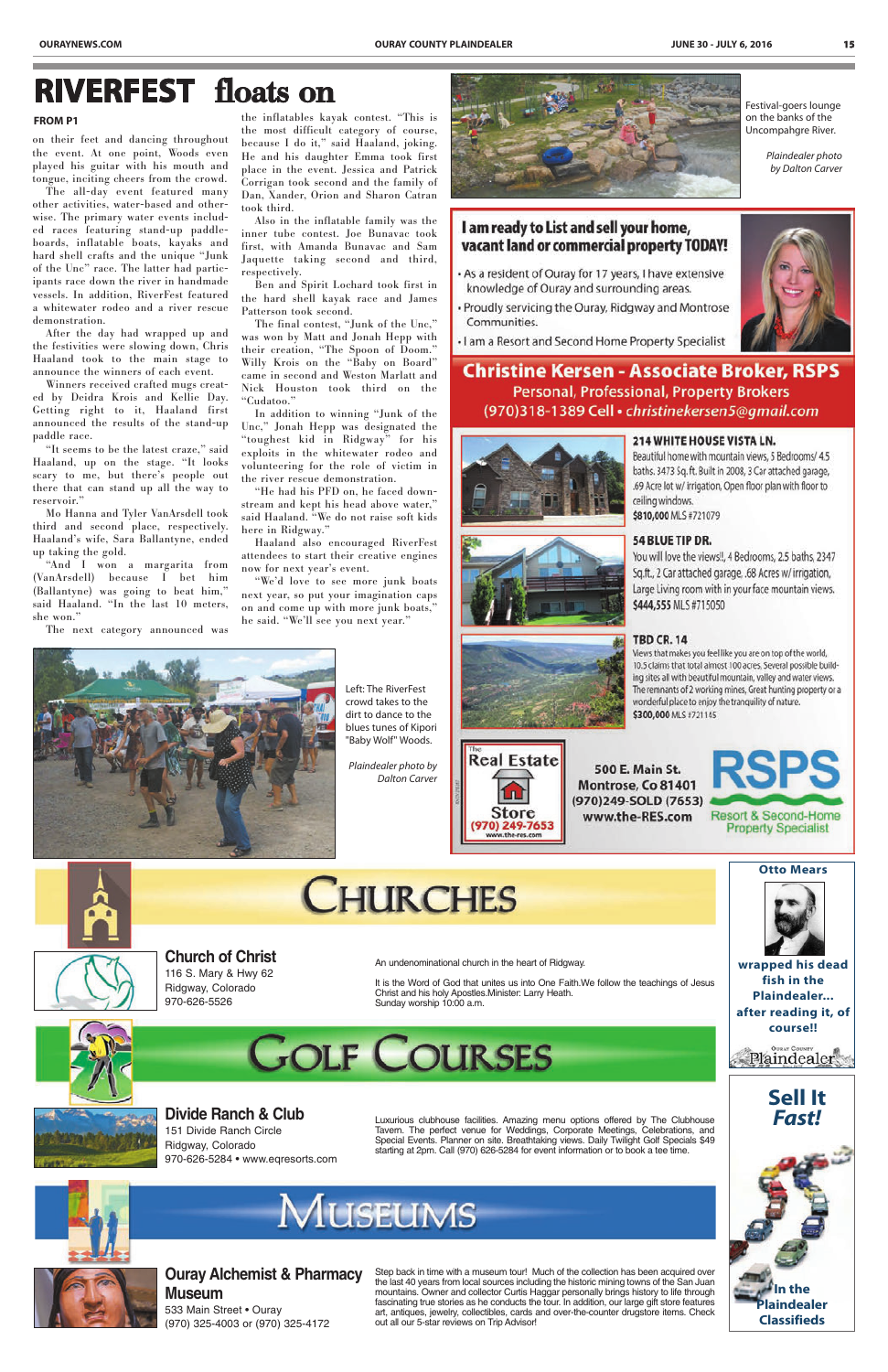# RIVERFEST floats on

**FROM P1**

on their feet and dancing throughout the event. At one point, Woods even played his guitar with his mouth and tongue, inciting cheers from the crowd.

The all-day event featured many other activities, water-based and otherwise. The primary water events included races featuring stand-up paddleboards, inflatable boats, kayaks and hard shell crafts and the unique "Junk of the Unc" race. The latter had participants race down the river in handmade vessels. In addition, RiverFest featured a whitewater rodeo and a river rescue demonstration.

After the day had wrapped up and the festivities were slowing down, Chris Haaland took to the main stage to announce the winners of each event.

Winners received crafted mugs created by Deidra Krois and Kellie Day. Getting right to it, Haaland first announced the results of the stand-up paddle race.

"It seems to be the latest craze," said Haaland, up on the stage. "It looks scary to me, but there's people out there that can stand up all the way to reservoir."

Mo Hanna and Tyler VanArsdell took third and second place, respectively. Haaland's wife, Sara Ballantyne, ended up taking the gold.

"And I won a margarita from (VanArsdell) because I bet him (Ballantyne) was going to beat him," said Haaland. "In the last 10 meters, she won."

The next category announced was the inflatables kayak contest. "This is the most difficult category of course, because I do it," said Haaland, joking. He and his daughter Emma took first place in the event. Jessica and Patrick Corrigan took second and the family of Dan, Xander, Orion and Sharon Catran took third.

Also in the inflatable family was the inner tube contest. Joe Bunavac took first, with Amanda Bunavac and Sam Jaquette taking second and third, respectively.

Ben and Spirit Lochard took first in the hard shell kayak race and James Patterson took second.

The final contest, "Junk of the Unc," was won by Matt and Jonah Hepp with their creation, "The Spoon of Doom." Willy Krois on the "Baby on Board" came in second and Weston Marlatt and Nick Houston took third on the "Cudatoo."

In addition to winning "Junk of the Unc," Jonah Hepp was designated the "toughest kid in Ridgway" for his exploits in the whitewater rodeo and volunteering for the role of victim in the river rescue demonstration.

"He had his PFD on, he faced downstream and kept his head above water," said Haaland. "We do not raise soft kids here in Ridgway."

Haaland also encouraged RiverFest attendees to start their creative engines now for next year's event.

"We'd love to see more junk boats next year, so put your imagination caps on and come up with more junk boats," he said. "We'll see you next year."

Festival-goers lounge on the banks of the Uncompahgre River.

*Plaindealer photo by Dalton Carver*

Left: The RiverFest crowd takes to the dirt to dance to the blues tunes of Kipori "Baby Wolf" Woods.

*Plaindealer photo by Dalton Carver*

---

**I am ready to List and sell your home, vacant land or commercial property TODAY!**

- As a resident of Ouray for 17 years, I have extensive knowledge of Ouray and surrounding areas.
- Proudly servicing the Ouray, Ridgway and Montrose Communities.
- I am a Resort and Second Home Property Specialist

**Christine Kersen - Associate Broker, RSPS**

Personal, Professional, Property Brokers

(970)318-1389 Cell • christinekersen5@gmail.com

**214 WHITE HOUSE VISTA LN.**
Beautiful home with mountain views, 5 Bedrooms/ 4.5 baths. 3473 Sq. ft. Built in 2008, 3 Car attached garage, .69 Acre lot w/ irrigation, Open floor plan with floor to ceiling windows.
**$810,000** MLS #721079

**54 BLUE TIP DR.**
You will love the views!, 4 Bedrooms, 2.5 baths, 2347 Sq.ft., 2 Car attached garage, .68 Acres w/ irrigation, Large Living room with in your face mountain views.
**$444,555** MLS #715050

**TBD CR. 14**
Views that makes you feel like you are on top of the world, 10.5 claims that total almost 100 acres. Several possible building sites all with beautiful mountain, valley and water views. The remnants of 2 working mines, Great hunting property or a wonderful place to enjoy the tranquility of nature.
**$300,000** MLS #721145

The Real Estate Store (970) 249-7653 www.the-res.com

500 E. Main St.
Montrose, Co 81401
(970)249-SOLD (7653)
www.the-RES.com

RSPS Resort & Second-Home Property Specialist

---

## CHURCHES

### Church of Christ
116 S. Mary & Hwy 62
Ridgway, Colorado
970-626-5526

An undenominational church in the heart of Ridgway.

It is the Word of God that unites us into One Faith.We follow the teachings of Jesus Christ and his holy Apostles.Minister: Larry Heath.
Sunday worship 10:00 a.m.

## GOLF COURSES

### Divide Ranch & Club
151 Divide Ranch Circle
Ridgway, Colorado
970-626-5284 • www.eqresorts.com

Luxurious clubhouse facilities. Amazing menu options offered by The Clubhouse Tavern. The perfect venue for Weddings, Corporate Meetings, Celebrations, and Special Events. Planner on site. Breathtaking views. Daily Twilight Golf Specials $49 starting at 2pm. Call (970) 626-5284 for event information or to book a tee time.

## MUSEUMS

### Ouray Alchemist & Pharmacy Museum
533 Main Street • Ouray
(970) 325-4003 or (970) 325-4172

Step back in time with a museum tour! Much of the collection has been acquired over the last 40 years from local sources including the historic mining towns of the San Juan mountains. Owner and collector Curtis Haggar personally brings history to life through fascinating true stories as he conducts the tour. In addition, our large gift store features art, antiques, jewelry, collectibles, cards and over-the-counter drugstore items. Check out all our 5-star reviews on Trip Advisor!

---

**Otto Mears**

**wrapped his dead fish in the Plaindealer... after reading it, of course!!**

Ouray County Plaindealer

---

**Sell It Fast!**

**In the Plaindealer Classifieds**